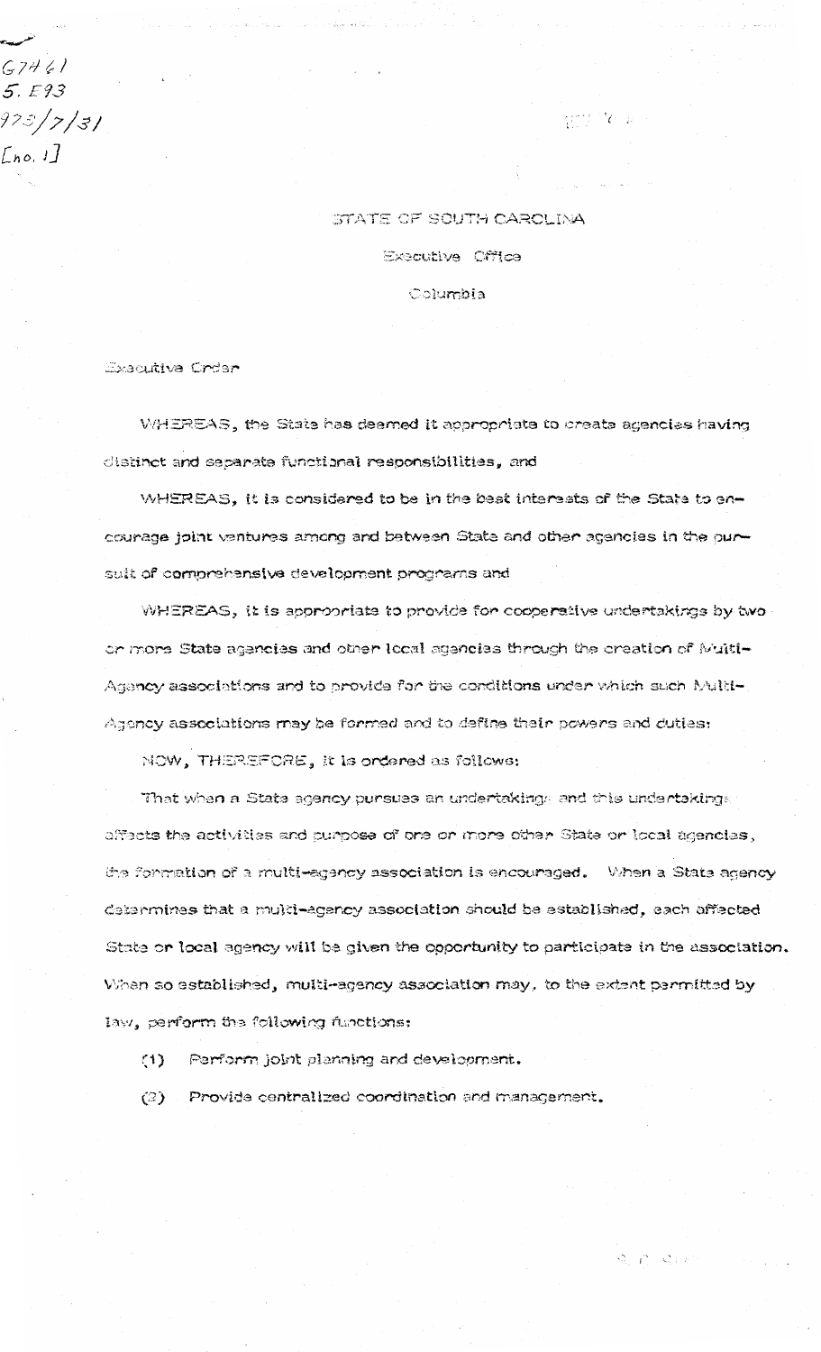G7461
5.E93
1973/7/31
[no. 1]

STATE OF SOUTH CAROLINA

Executive Office

Columbia

Executive Order

WHEREAS, the State has deemed it appropriate to create agencies having distinct and separate functional responsibilities, and

WHEREAS, it is considered to be in the best interests of the State to encourage joint ventures among and between State and other agencies in the pursuit of comprehensive development programs and

WHEREAS, it is appropriate to provide for cooperative undertakings by two or more State agencies and other local agencies through the creation of Multi-Agency associations and to provide for the conditions under which such Multi-Agency associations may be formed and to define their powers and duties:

NOW, THEREFORE, it is ordered as follows:

That when a State agency pursues an undertaking and this undertaking affects the activities and purpose of one or more other State or local agencies, the formation of a multi-agency association is encouraged. When a State agency determines that a multi-agency association should be established, each affected State or local agency will be given the opportunity to participate in the association. When so established, multi-agency association may, to the extent permitted by law, perform the following functions:

(1) Perform joint planning and development.

(2) Provide centralized coordination and management.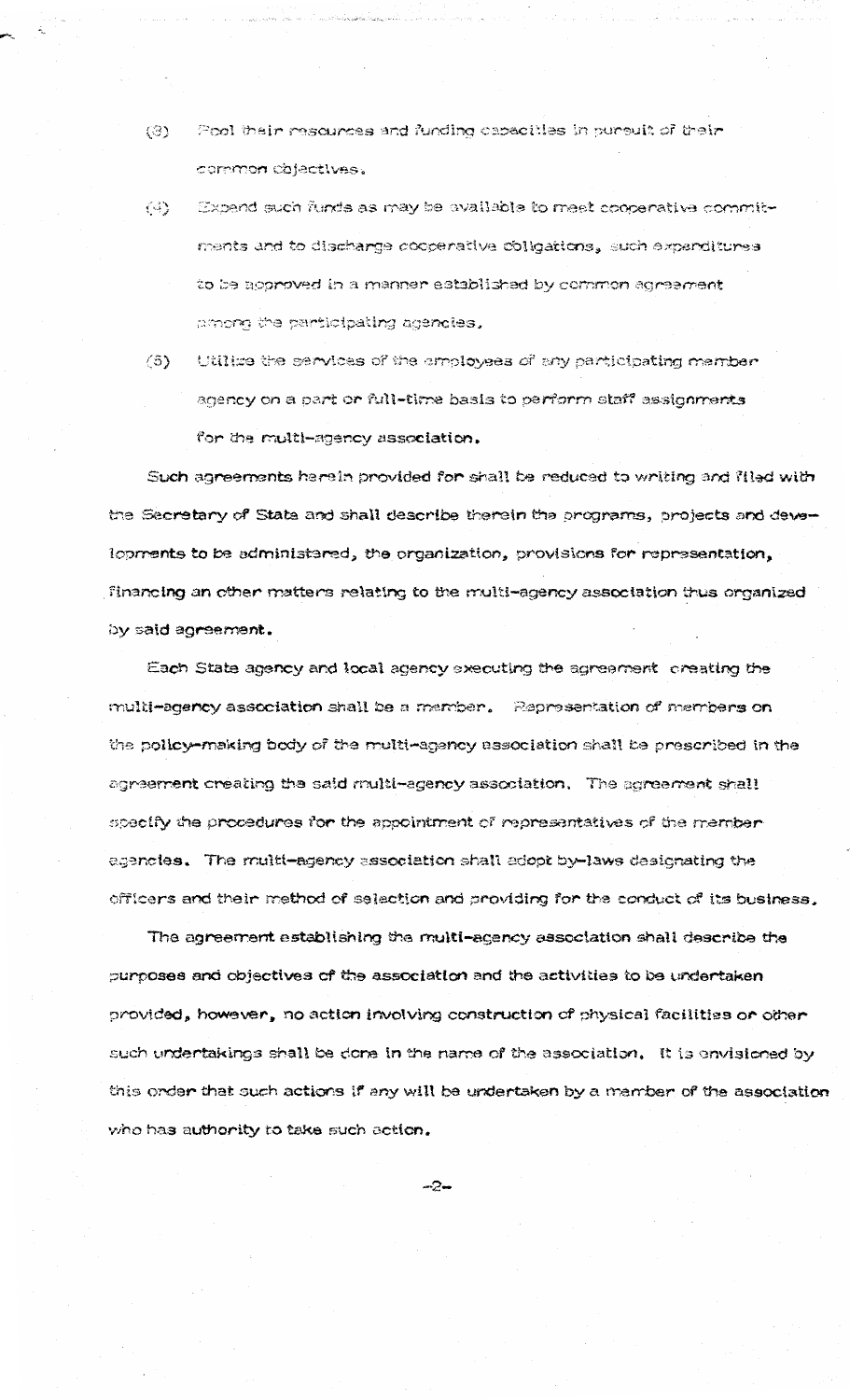(3) Pool their resources and funding capacities in pursuit of their common objectives.

(4) Expend such funds as may be available to meet cooperative commitments and to discharge cooperative obligations, such expenditures to be approved in a manner established by common agreement among the participating agencies.

(5) Utilize the services of the employees of any participating member agency on a part or full-time basis to perform staff assignments for the multi-agency association.

Such agreements herein provided for shall be reduced to writing and filed with the Secretary of State and shall describe therein the programs, projects and developments to be administered, the organization, provisions for representation, financing an other matters relating to the multi-agency association thus organized by said agreement.

Each State agency and local agency executing the agreement creating the multi-agency association shall be a member. Representation of members on the policy-making body of the multi-agency association shall be prescribed in the agreement creating the said multi-agency association. The agreement shall specify the procedures for the appointment of representatives of the member agencies. The multi-agency association shall adopt by-laws designating the officers and their method of selection and providing for the conduct of its business.

The agreement establishing the multi-agency association shall describe the purposes and objectives of the association and the activities to be undertaken provided, however, no action involving construction of physical facilities or other such undertakings shall be done in the name of the association. It is envisioned by this order that such actions if any will be undertaken by a member of the association who has authority to take such action.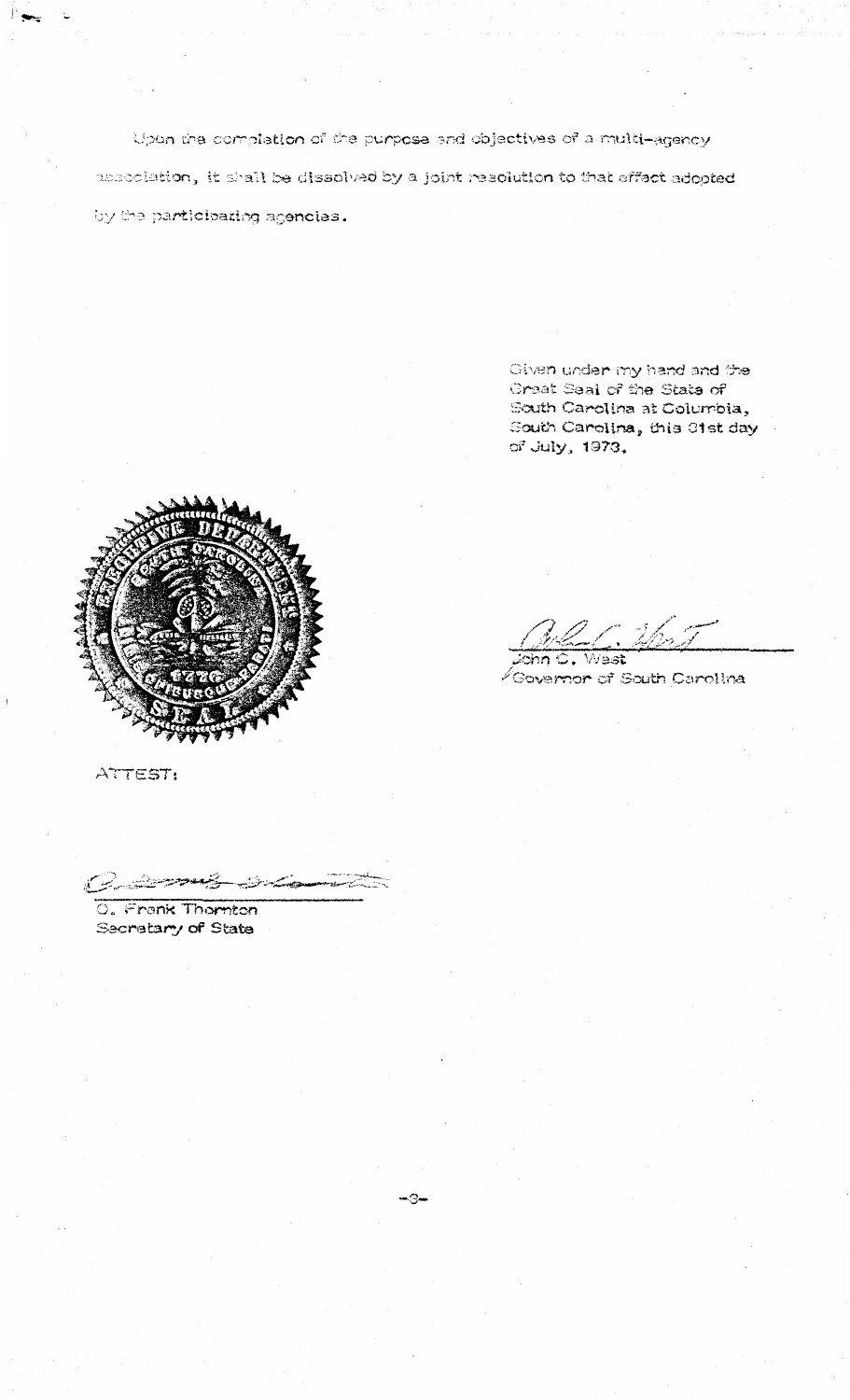Upon the completion of the purpose and objectives of a multi-agency association, it shall be dissolved by a joint resolution to that effect adopted by the participating agencies.

Given under my hand and the Great Seal of the State of South Carolina at Columbia, South Carolina, this 31st day of July, 1973.

John C. West
Governor of South Carolina

ATTEST:

O. Frank Thornton
Secretary of State